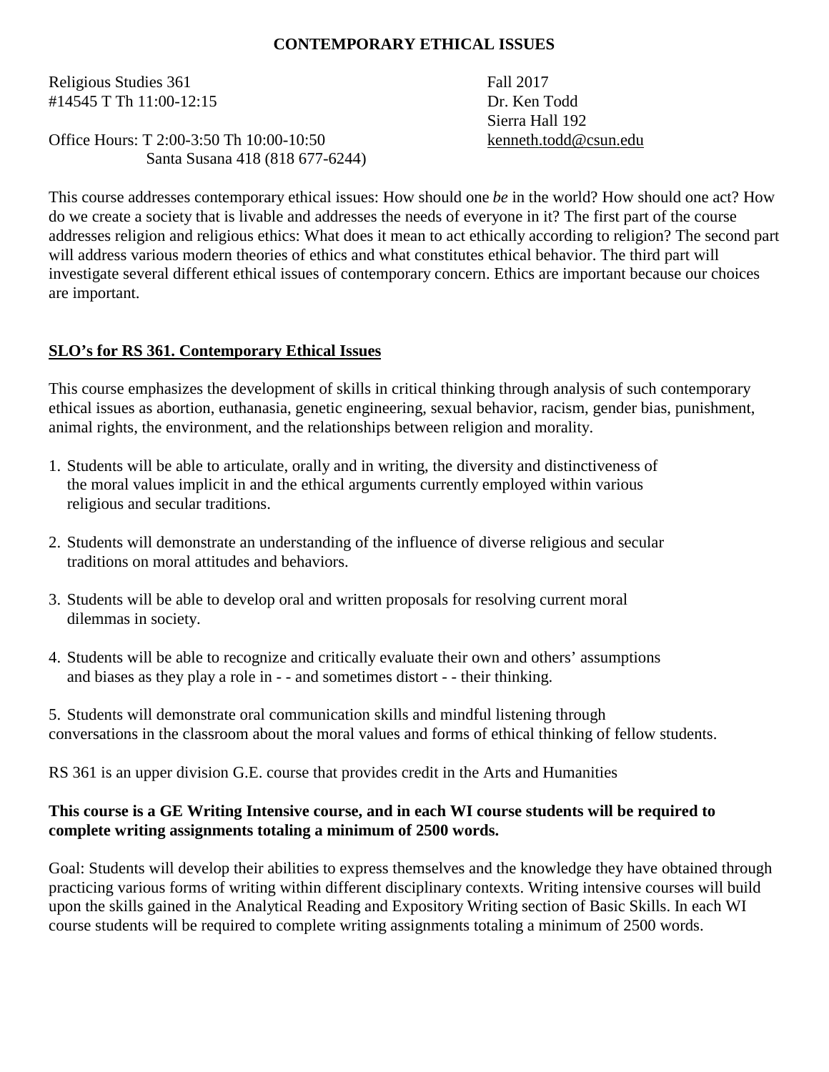# CONTEMPORARY ETHICAL ISSUES

Religious Studies 361
#14545 T Th 11:00-12:15

Fall 2017
Dr. Ken Todd
Sierra Hall 192
kenneth.todd@csun.edu

Office Hours: T 2:00-3:50 Th 10:00-10:50
Santa Susana 418 (818 677-6244)

This course addresses contemporary ethical issues: How should one *be* in the world? How should one act? How do we create a society that is livable and addresses the needs of everyone in it? The first part of the course addresses religion and religious ethics: What does it mean to act ethically according to religion? The second part will address various modern theories of ethics and what constitutes ethical behavior. The third part will investigate several different ethical issues of contemporary concern. Ethics are important because our choices are important.

## SLO's for RS 361. Contemporary Ethical Issues

This course emphasizes the development of skills in critical thinking through analysis of such contemporary ethical issues as abortion, euthanasia, genetic engineering, sexual behavior, racism, gender bias, punishment, animal rights, the environment, and the relationships between religion and morality.

1. Students will be able to articulate, orally and in writing, the diversity and distinctiveness of the moral values implicit in and the ethical arguments currently employed within various religious and secular traditions.

2. Students will demonstrate an understanding of the influence of diverse religious and secular traditions on moral attitudes and behaviors.

3. Students will be able to develop oral and written proposals for resolving current moral dilemmas in society.

4. Students will be able to recognize and critically evaluate their own and others' assumptions and biases as they play a role in - - and sometimes distort - - their thinking.

5. Students will demonstrate oral communication skills and mindful listening through conversations in the classroom about the moral values and forms of ethical thinking of fellow students.

RS 361 is an upper division G.E. course that provides credit in the Arts and Humanities

**This course is a GE Writing Intensive course, and in each WI course students will be required to complete writing assignments totaling a minimum of 2500 words.**

Goal: Students will develop their abilities to express themselves and the knowledge they have obtained through practicing various forms of writing within different disciplinary contexts. Writing intensive courses will build upon the skills gained in the Analytical Reading and Expository Writing section of Basic Skills. In each WI course students will be required to complete writing assignments totaling a minimum of 2500 words.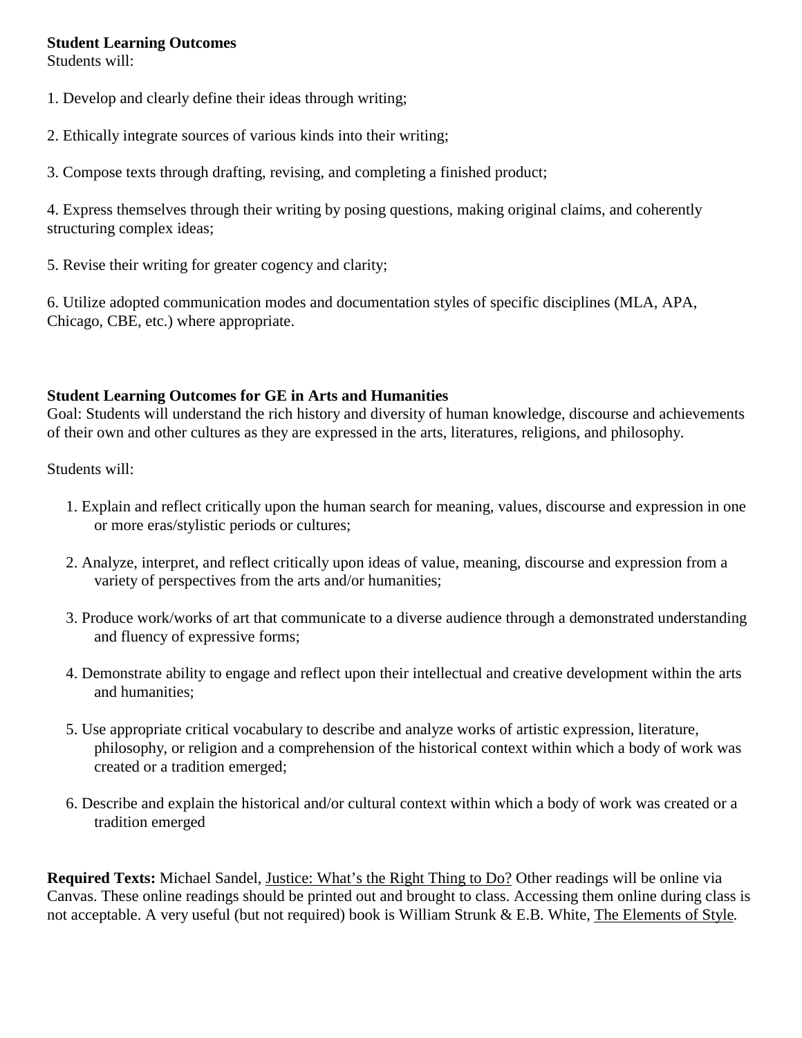**Student Learning Outcomes**
Students will:

1. Develop and clearly define their ideas through writing;

2. Ethically integrate sources of various kinds into their writing;

3. Compose texts through drafting, revising, and completing a finished product;

4. Express themselves through their writing by posing questions, making original claims, and coherently structuring complex ideas;

5. Revise their writing for greater cogency and clarity;

6. Utilize adopted communication modes and documentation styles of specific disciplines (MLA, APA, Chicago, CBE, etc.) where appropriate.

**Student Learning Outcomes for GE in Arts and Humanities**
Goal: Students will understand the rich history and diversity of human knowledge, discourse and achievements of their own and other cultures as they are expressed in the arts, literatures, religions, and philosophy.

Students will:

1. Explain and reflect critically upon the human search for meaning, values, discourse and expression in one or more eras/stylistic periods or cultures;

2. Analyze, interpret, and reflect critically upon ideas of value, meaning, discourse and expression from a variety of perspectives from the arts and/or humanities;

3. Produce work/works of art that communicate to a diverse audience through a demonstrated understanding and fluency of expressive forms;

4. Demonstrate ability to engage and reflect upon their intellectual and creative development within the arts and humanities;

5. Use appropriate critical vocabulary to describe and analyze works of artistic expression, literature, philosophy, or religion and a comprehension of the historical context within which a body of work was created or a tradition emerged;

6. Describe and explain the historical and/or cultural context within which a body of work was created or a tradition emerged

**Required Texts:** Michael Sandel, Justice: What's the Right Thing to Do? Other readings will be online via Canvas. These online readings should be printed out and brought to class. Accessing them online during class is not acceptable. A very useful (but not required) book is William Strunk & E.B. White, The Elements of Style.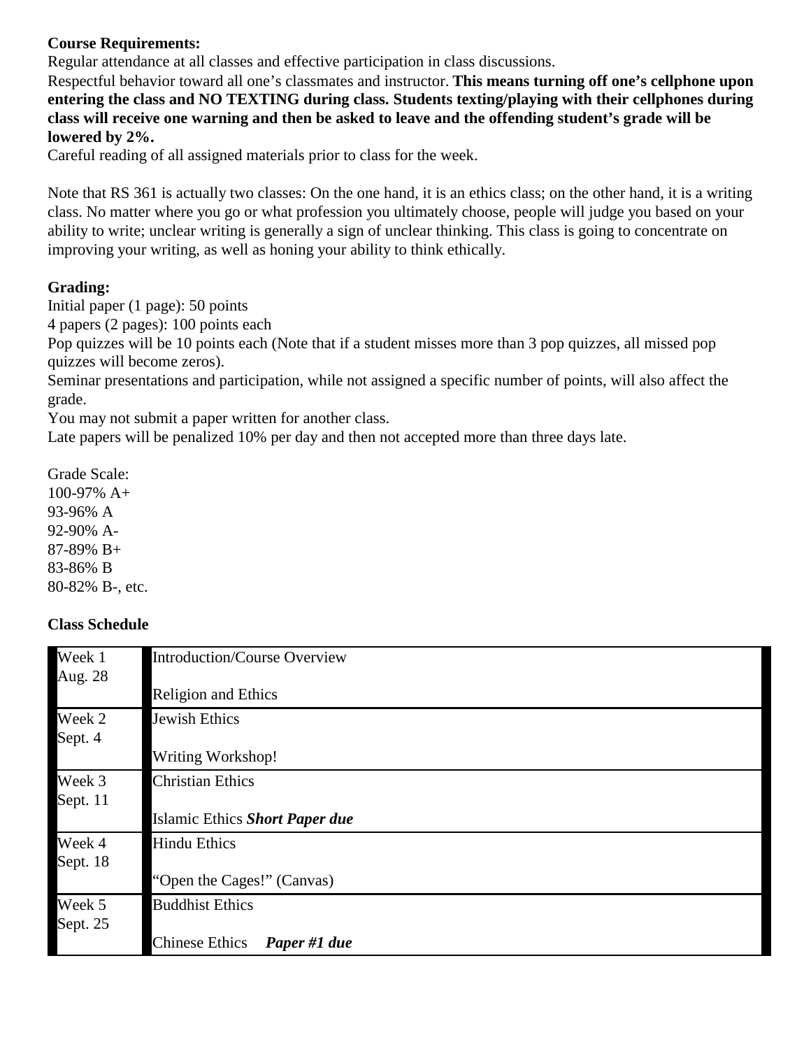**Course Requirements:**

Regular attendance at all classes and effective participation in class discussions.

Respectful behavior toward all one's classmates and instructor. **This means turning off one's cellphone upon entering the class and NO TEXTING during class. Students texting/playing with their cellphones during class will receive one warning and then be asked to leave and the offending student's grade will be lowered by 2%.**

Careful reading of all assigned materials prior to class for the week.

Note that RS 361 is actually two classes: On the one hand, it is an ethics class; on the other hand, it is a writing class. No matter where you go or what profession you ultimately choose, people will judge you based on your ability to write; unclear writing is generally a sign of unclear thinking. This class is going to concentrate on improving your writing, as well as honing your ability to think ethically.

**Grading:**

Initial paper (1 page): 50 points

4 papers (2 pages): 100 points each

Pop quizzes will be 10 points each (Note that if a student misses more than 3 pop quizzes, all missed pop quizzes will become zeros).

Seminar presentations and participation, while not assigned a specific number of points, will also affect the grade.

You may not submit a paper written for another class.

Late papers will be penalized 10% per day and then not accepted more than three days late.

Grade Scale:

100-97% A+

93-96% A

92-90% A-

87-89% B+

83-86% B

80-82% B-, etc.

**Class Schedule**

| | |
|---|---|
| Week 1<br>Aug. 28 | Introduction/Course Overview<br><br>Religion and Ethics |
| Week 2<br>Sept. 4 | Jewish Ethics<br><br>Writing Workshop! |
| Week 3<br>Sept. 11 | Christian Ethics<br><br>Islamic Ethics ***Short Paper due*** |
| Week 4<br>Sept. 18 | Hindu Ethics<br><br>"Open the Cages!" (Canvas) |
| Week 5<br>Sept. 25 | Buddhist Ethics<br><br>Chinese Ethics ***Paper #1 due*** |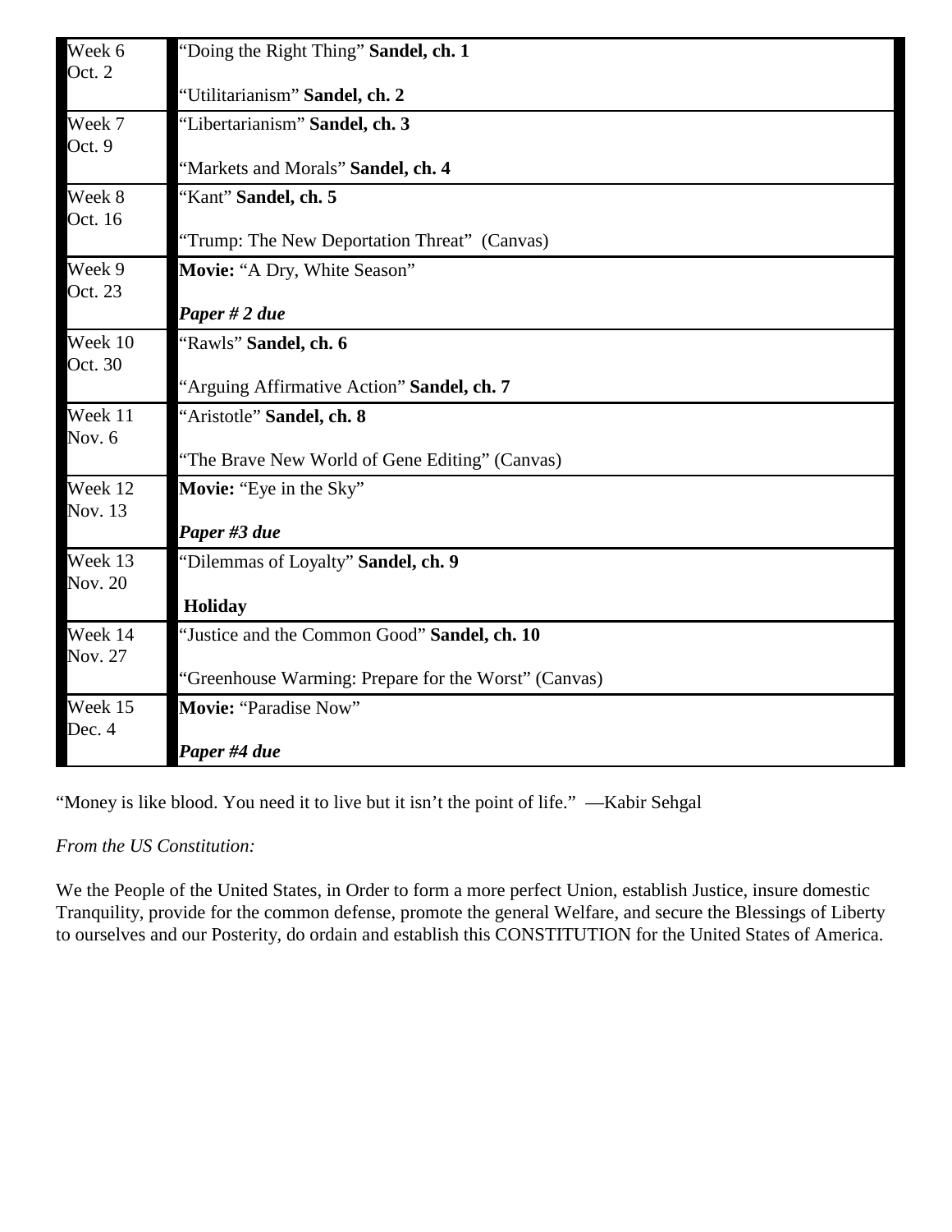| | |
|---|---|
| Week 6<br>Oct. 2 | "Doing the Right Thing" **Sandel, ch. 1**<br><br>"Utilitarianism" **Sandel, ch. 2** |
| Week 7<br>Oct. 9 | "Libertarianism" **Sandel, ch. 3**<br><br>"Markets and Morals" **Sandel, ch. 4** |
| Week 8<br>Oct. 16 | "Kant" **Sandel, ch. 5**<br><br>"Trump: The New Deportation Threat" (Canvas) |
| Week 9<br>Oct. 23 | **Movie:** "A Dry, White Season"<br><br>***Paper # 2 due*** |
| Week 10<br>Oct. 30 | "Rawls" **Sandel, ch. 6**<br><br>"Arguing Affirmative Action" **Sandel, ch. 7** |
| Week 11<br>Nov. 6 | "Aristotle" **Sandel, ch. 8**<br><br>"The Brave New World of Gene Editing" (Canvas) |
| Week 12<br>Nov. 13 | **Movie:** "Eye in the Sky"<br><br>***Paper #3 due*** |
| Week 13<br>Nov. 20 | "Dilemmas of Loyalty" **Sandel, ch. 9**<br><br>**Holiday** |
| Week 14<br>Nov. 27 | "Justice and the Common Good" **Sandel, ch. 10**<br><br>"Greenhouse Warming: Prepare for the Worst" (Canvas) |
| Week 15<br>Dec. 4 | **Movie:** "Paradise Now"<br><br>***Paper #4 due*** |

"Money is like blood. You need it to live but it isn't the point of life." —Kabir Sehgal

*From the US Constitution:*

We the People of the United States, in Order to form a more perfect Union, establish Justice, insure domestic Tranquility, provide for the common defense, promote the general Welfare, and secure the Blessings of Liberty to ourselves and our Posterity, do ordain and establish this CONSTITUTION for the United States of America.